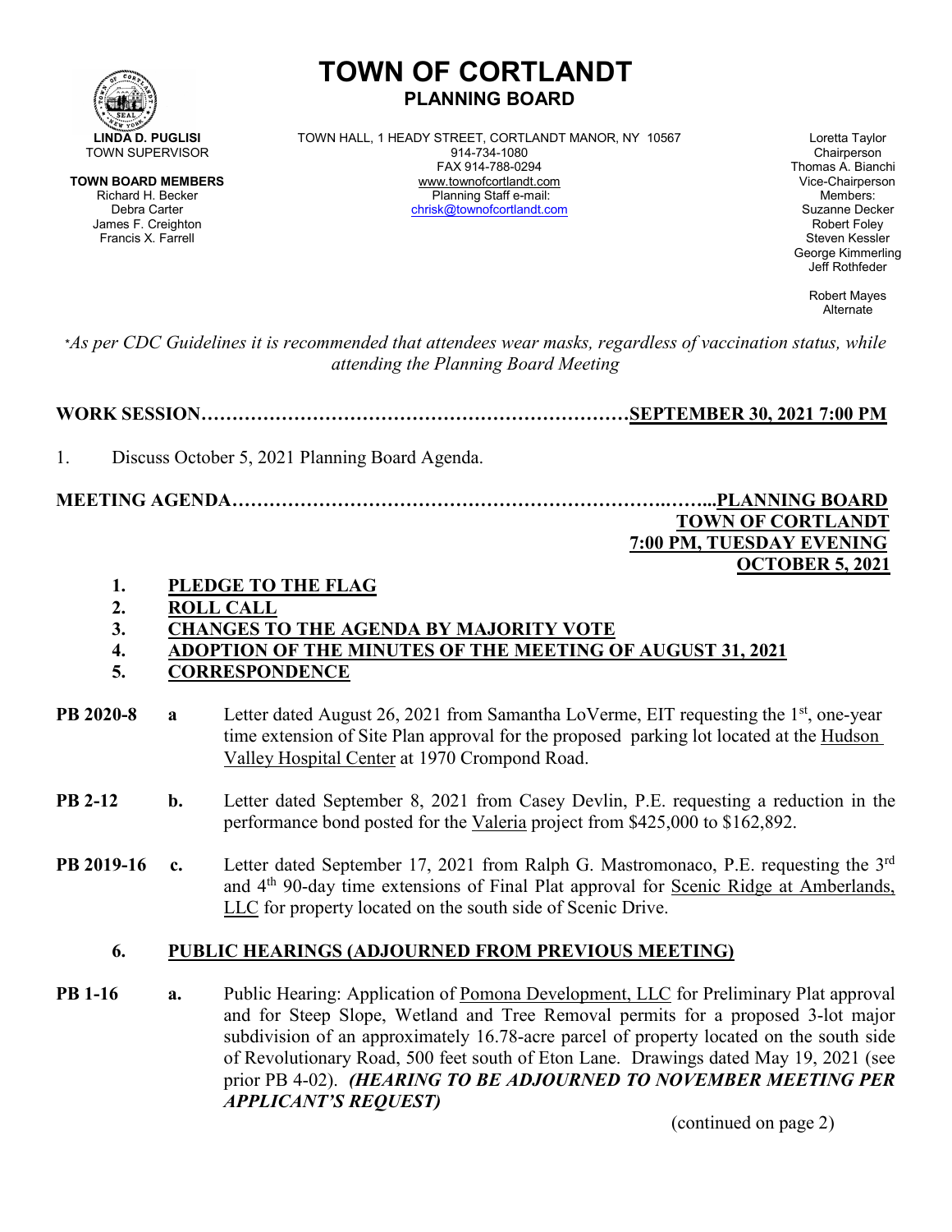# TOWN OF CORTLANDT

## PLANNING BOARD

**LINDA D. PUGLISI**
TOWN SUPERVISOR

**TOWN BOARD MEMBERS**
Richard H. Becker
Debra Carter
James F. Creighton
Francis X. Farrell

TOWN HALL, 1 HEADY STREET, CORTLANDT MANOR, NY 10567
914-734-1080
FAX 914-788-0294
www.townofcortlandt.com
Planning Staff e-mail:
chrisk@townofcortlandt.com

Loretta Taylor
Chairperson
Thomas A. Bianchi
Vice-Chairperson
Members:
Suzanne Decker
Robert Foley
Steven Kessler
George Kimmerling
Jeff Rothfeder

Robert Mayes
Alternate

**\****As per CDC Guidelines it is recommended that attendees wear masks, regardless of vaccination status, while attending the Planning Board Meeting*

**WORK SESSION……………………………………………………………SEPTEMBER 30, 2021 7:00 PM**

1. Discuss October 5, 2021 Planning Board Agenda.

**MEETING AGENDA…………………………………………………………….……..PLANNING BOARD**
**TOWN OF CORTLANDT**
**7:00 PM, TUESDAY EVENING**
**OCTOBER 5, 2021**

1. **PLEDGE TO THE FLAG**
2. **ROLL CALL**
3. **CHANGES TO THE AGENDA BY MAJORITY VOTE**
4. **ADOPTION OF THE MINUTES OF THE MEETING OF AUGUST 31, 2021**
5. **CORRESPONDENCE**

**PB 2020-8** **a** Letter dated August 26, 2021 from Samantha LoVerme, EIT requesting the 1st, one-year time extension of Site Plan approval for the proposed parking lot located at the Hudson Valley Hospital Center at 1970 Crompond Road.

**PB 2-12** **b.** Letter dated September 8, 2021 from Casey Devlin, P.E. requesting a reduction in the performance bond posted for the Valeria project from $425,000 to $162,892.

**PB 2019-16** **c.** Letter dated September 17, 2021 from Ralph G. Mastromonaco, P.E. requesting the 3rd and 4th 90-day time extensions of Final Plat approval for Scenic Ridge at Amberlands, LLC for property located on the south side of Scenic Drive.

6. **PUBLIC HEARINGS (ADJOURNED FROM PREVIOUS MEETING)**

**PB 1-16** **a.** Public Hearing: Application of Pomona Development, LLC for Preliminary Plat approval and for Steep Slope, Wetland and Tree Removal permits for a proposed 3-lot major subdivision of an approximately 16.78-acre parcel of property located on the south side of Revolutionary Road, 500 feet south of Eton Lane. Drawings dated May 19, 2021 (see prior PB 4-02). ***(HEARING TO BE ADJOURNED TO NOVEMBER MEETING PER APPLICANT'S REQUEST)***

(continued on page 2)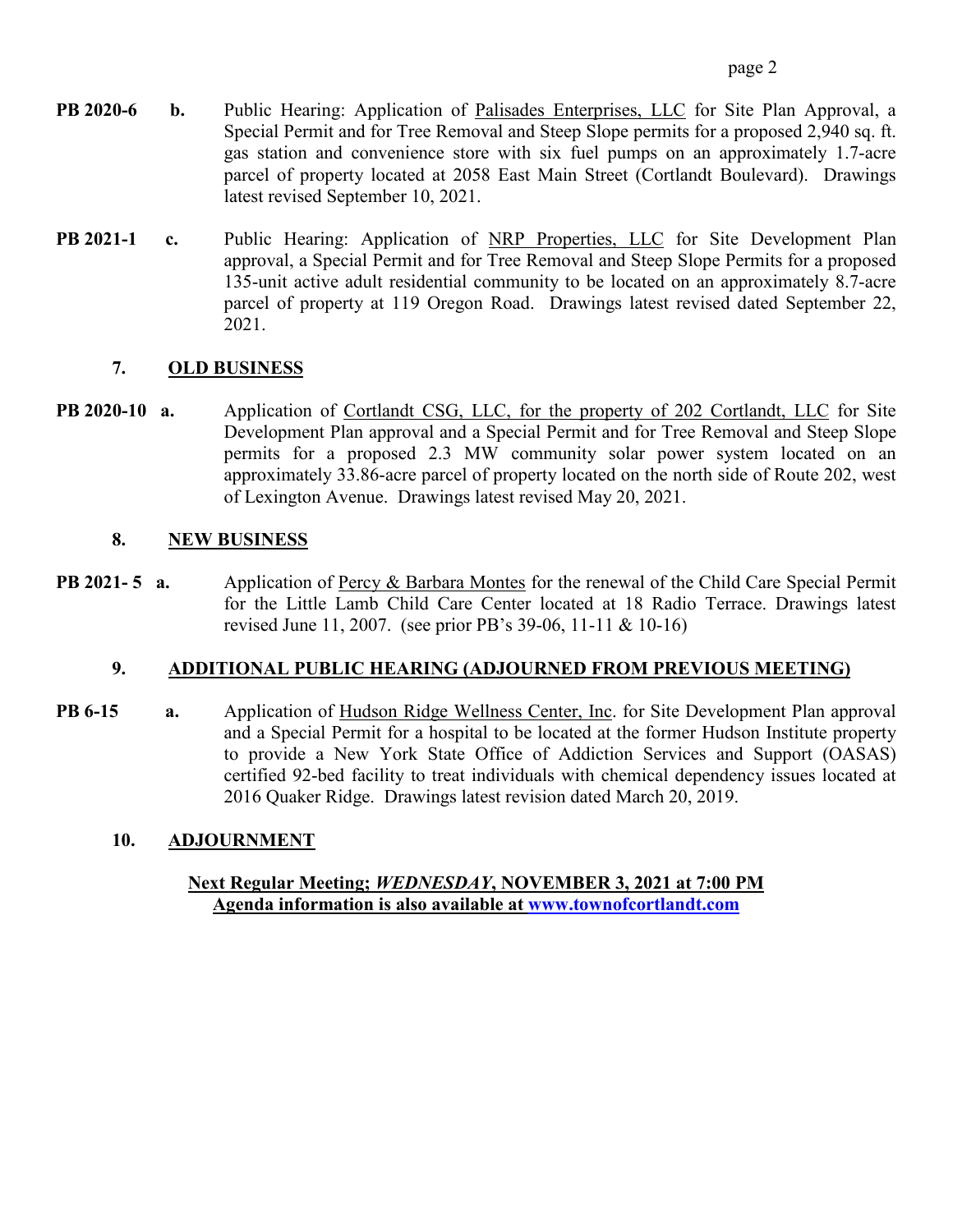**PB 2020-6** **b.** Public Hearing: Application of Palisades Enterprises, LLC for Site Plan Approval, a Special Permit and for Tree Removal and Steep Slope permits for a proposed 2,940 sq. ft. gas station and convenience store with six fuel pumps on an approximately 1.7-acre parcel of property located at 2058 East Main Street (Cortlandt Boulevard). Drawings latest revised September 10, 2021.

**PB 2021-1** **c.** Public Hearing: Application of NRP Properties, LLC for Site Development Plan approval, a Special Permit and for Tree Removal and Steep Slope Permits for a proposed 135-unit active adult residential community to be located on an approximately 8.7-acre parcel of property at 119 Oregon Road. Drawings latest revised dated September 22, 2021.

## 7. OLD BUSINESS

**PB 2020-10** **a.** Application of Cortlandt CSG, LLC, for the property of 202 Cortlandt, LLC for Site Development Plan approval and a Special Permit and for Tree Removal and Steep Slope permits for a proposed 2.3 MW community solar power system located on an approximately 33.86-acre parcel of property located on the north side of Route 202, west of Lexington Avenue. Drawings latest revised May 20, 2021.

## 8. NEW BUSINESS

**PB 2021- 5** **a.** Application of Percy & Barbara Montes for the renewal of the Child Care Special Permit for the Little Lamb Child Care Center located at 18 Radio Terrace. Drawings latest revised June 11, 2007. (see prior PB's 39-06, 11-11 & 10-16)

## 9. ADDITIONAL PUBLIC HEARING (ADJOURNED FROM PREVIOUS MEETING)

**PB 6-15** **a.** Application of Hudson Ridge Wellness Center, Inc. for Site Development Plan approval and a Special Permit for a hospital to be located at the former Hudson Institute property to provide a New York State Office of Addiction Services and Support (OASAS) certified 92-bed facility to treat individuals with chemical dependency issues located at 2016 Quaker Ridge. Drawings latest revision dated March 20, 2019.

## 10. ADJOURNMENT

**Next Regular Meeting; *WEDNESDAY*, NOVEMBER 3, 2021 at 7:00 PM**
**Agenda information is also available at www.townofcortlandt.com**